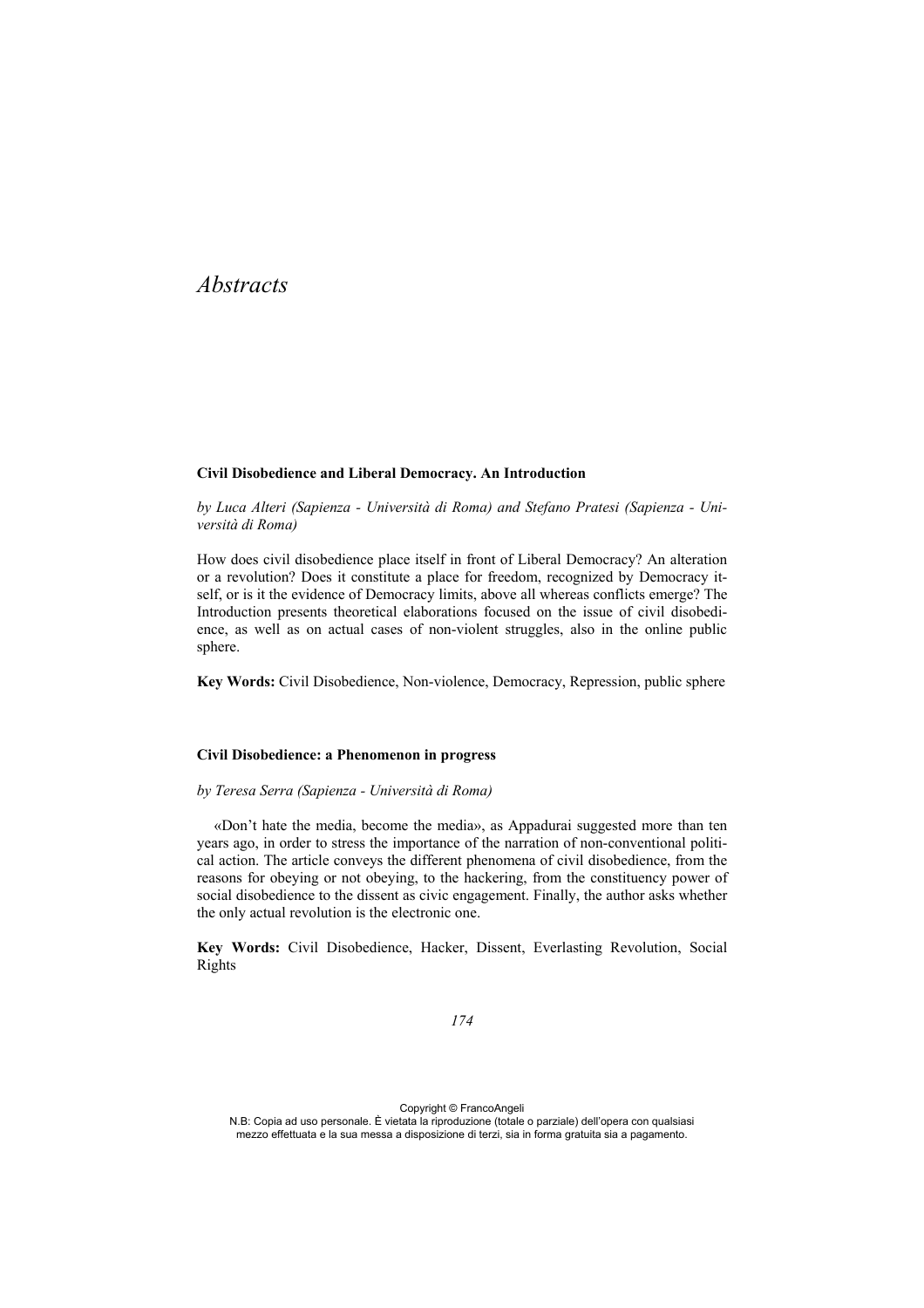# *Abstracts*

**Civil Disobedience and Liberal Democracy. An Introduction**

*by Luca Alteri (Sapienza - Università di Roma) and Stefano Pratesi (Sapienza - Università di Roma)*

How does civil disobedience place itself in front of Liberal Democracy? An alteration or a revolution? Does it constitute a place for freedom, recognized by Democracy itself, or is it the evidence of Democracy limits, above all whereas conflicts emerge? The Introduction presents theoretical elaborations focused on the issue of civil disobedience, as well as on actual cases of non-violent struggles, also in the online public sphere.

**Key Words:** Civil Disobedience, Non-violence, Democracy, Repression, public sphere

**Civil Disobedience: a Phenomenon in progress**

*by Teresa Serra (Sapienza - Università di Roma)*

«Don't hate the media, become the media», as Appadurai suggested more than ten years ago, in order to stress the importance of the narration of non-conventional political action. The article conveys the different phenomena of civil disobedience, from the reasons for obeying or not obeying, to the hackering, from the constituency power of social disobedience to the dissent as civic engagement. Finally, the author asks whether the only actual revolution is the electronic one.

**Key Words:** Civil Disobedience, Hacker, Dissent, Everlasting Revolution, Social Rights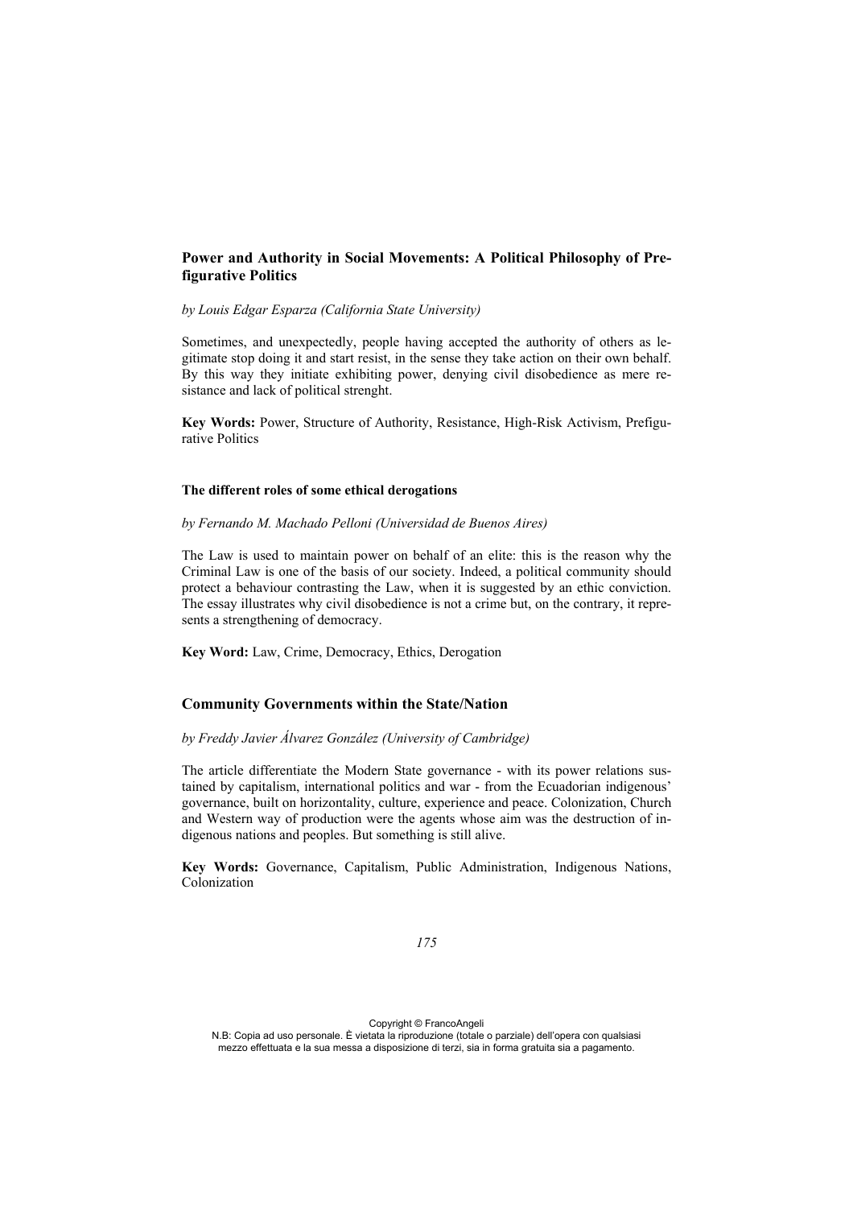### Power and Authority in Social Movements: A Political Philosophy of Prefigurative Politics

*by Louis Edgar Esparza (California State University)*

Sometimes, and unexpectedly, people having accepted the authority of others as legitimate stop doing it and start resist, in the sense they take action on their own behalf. By this way they initiate exhibiting power, denying civil disobedience as mere resistance and lack of political strenght.

**Key Words:** Power, Structure of Authority, Resistance, High-Risk Activism, Prefigurative Politics

#### The different roles of some ethical derogations

*by Fernando M. Machado Pelloni (Universidad de Buenos Aires)*

The Law is used to maintain power on behalf of an elite: this is the reason why the Criminal Law is one of the basis of our society. Indeed, a political community should protect a behaviour contrasting the Law, when it is suggested by an ethic conviction. The essay illustrates why civil disobedience is not a crime but, on the contrary, it represents a strengthening of democracy.

**Key Word:** Law, Crime, Democracy, Ethics, Derogation

### Community Governments within the State/Nation

*by Freddy Javier Álvarez González (University of Cambridge)*

The article differentiate the Modern State governance - with its power relations sustained by capitalism, international politics and war - from the Ecuadorian indigenous' governance, built on horizontality, culture, experience and peace. Colonization, Church and Western way of production were the agents whose aim was the destruction of indigenous nations and peoples. But something is still alive.

**Key Words:** Governance, Capitalism, Public Administration, Indigenous Nations, Colonization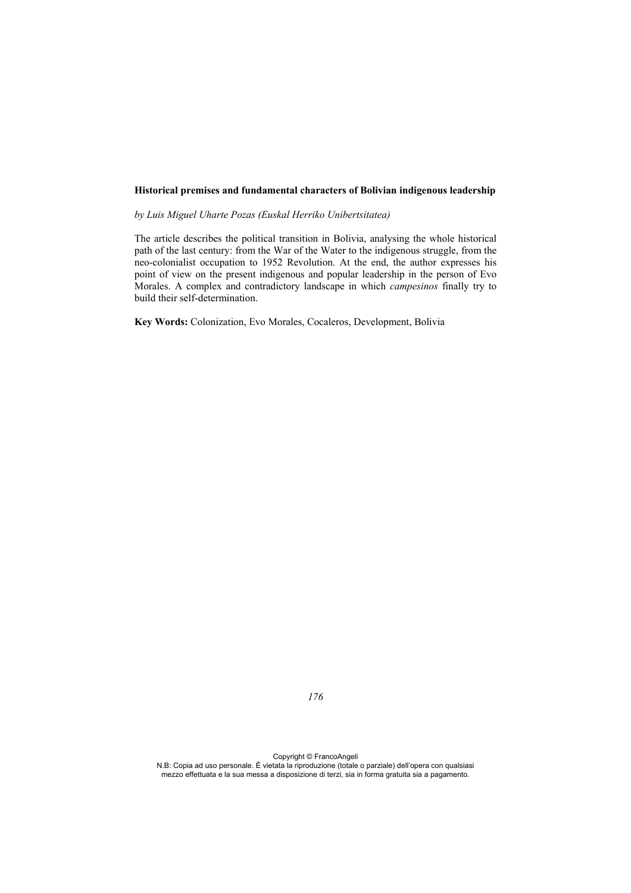**Historical premises and fundamental characters of Bolivian indigenous leadership**

*by Luis Miguel Uharte Pozas (Euskal Herriko Unibertsitatea)*

The article describes the political transition in Bolivia, analysing the whole historical path of the last century: from the War of the Water to the indigenous struggle, from the neo-colonialist occupation to 1952 Revolution. At the end, the author expresses his point of view on the present indigenous and popular leadership in the person of Evo Morales. A complex and contradictory landscape in which *campesinos* finally try to build their self-determination.

**Key Words:** Colonization, Evo Morales, Cocaleros, Development, Bolivia